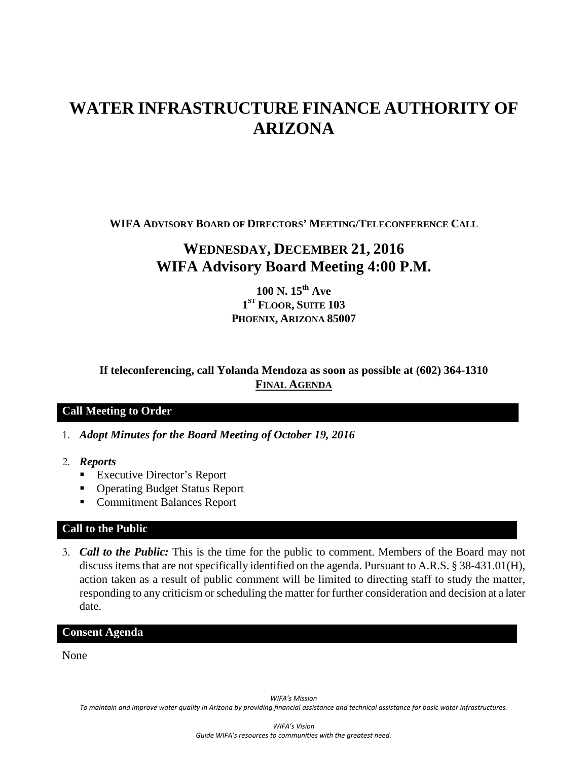# WATER INFRASTRUCTURE FINANCE AUTHORITY OF ARIZONA

**WIFA ADVISORY BOARD OF DIRECTORS' MEETING/TELECONFERENCE CALL**

## WEDNESDAY, DECEMBER 21, 2016
## WIFA Advisory Board Meeting 4:00 P.M.

**100 N. 15th Ave**
**1ST FLOOR, SUITE 103**
**PHOENIX, ARIZONA 85007**

**If teleconferencing, call Yolanda Mendoza as soon as possible at (602) 364-1310**

**FINAL AGENDA**

### Call Meeting to Order

1. ***Adopt Minutes for the Board Meeting of October 19, 2016***

2. ***Reports***
   - Executive Director's Report
   - Operating Budget Status Report
   - Commitment Balances Report

### Call to the Public

3. ***Call to the Public:*** This is the time for the public to comment. Members of the Board may not discuss items that are not specifically identified on the agenda. Pursuant to A.R.S. § 38-431.01(H), action taken as a result of public comment will be limited to directing staff to study the matter, responding to any criticism or scheduling the matter for further consideration and decision at a later date.

### Consent Agenda

None

*WIFA's Mission*
*To maintain and improve water quality in Arizona by providing financial assistance and technical assistance for basic water infrastructures.*

*WIFA's Vision*
*Guide WIFA's resources to communities with the greatest need.*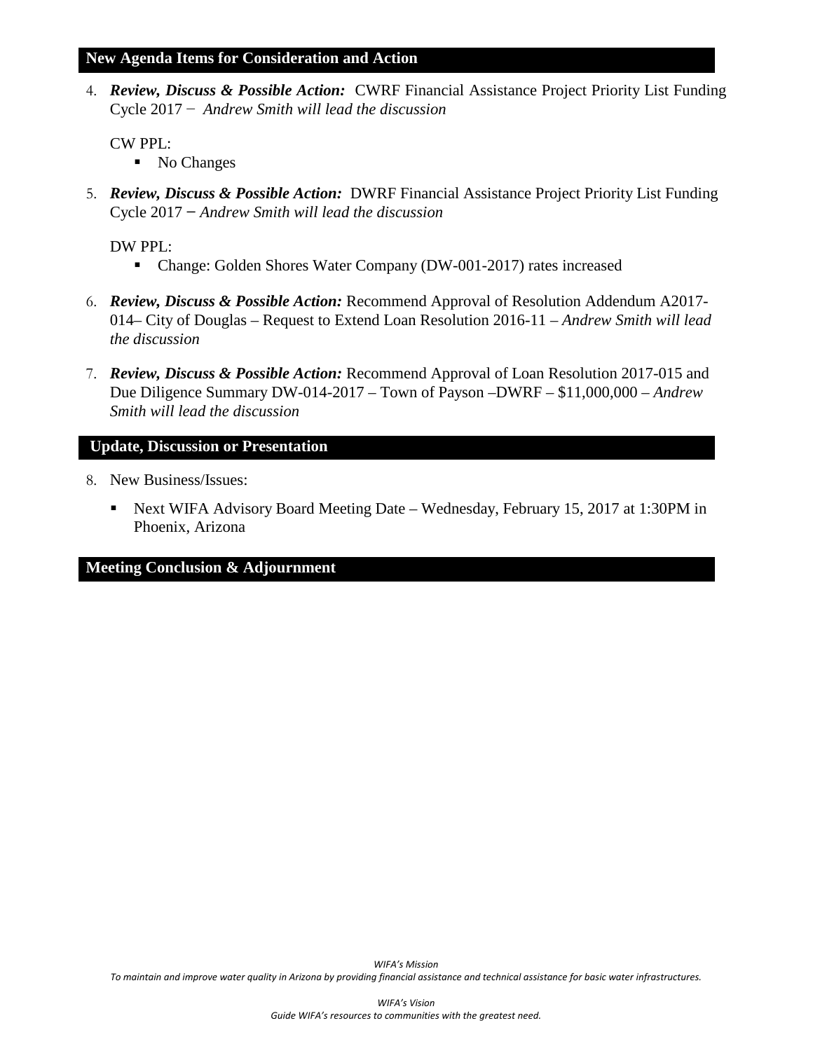## New Agenda Items for Consideration and Action

4. ***Review, Discuss & Possible Action:*** CWRF Financial Assistance Project Priority List Funding Cycle 2017 − *Andrew Smith will lead the discussion*

   CW PPL:
   - No Changes

5. ***Review, Discuss & Possible Action:*** DWRF Financial Assistance Project Priority List Funding Cycle 2017 − *Andrew Smith will lead the discussion*

   DW PPL:
   - Change: Golden Shores Water Company (DW-001-2017) rates increased

6. ***Review, Discuss & Possible Action:*** Recommend Approval of Resolution Addendum A2017-014– City of Douglas – Request to Extend Loan Resolution 2016-11 – *Andrew Smith will lead the discussion*

7. ***Review, Discuss & Possible Action:*** Recommend Approval of Loan Resolution 2017-015 and Due Diligence Summary DW-014-2017 – Town of Payson –DWRF – $11,000,000 – *Andrew Smith will lead the discussion*

## Update, Discussion or Presentation

8. New Business/Issues:

   - Next WIFA Advisory Board Meeting Date – Wednesday, February 15, 2017 at 1:30PM in Phoenix, Arizona

## Meeting Conclusion & Adjournment

*WIFA's Mission*

*To maintain and improve water quality in Arizona by providing financial assistance and technical assistance for basic water infrastructures.*

*WIFA's Vision*

*Guide WIFA's resources to communities with the greatest need.*